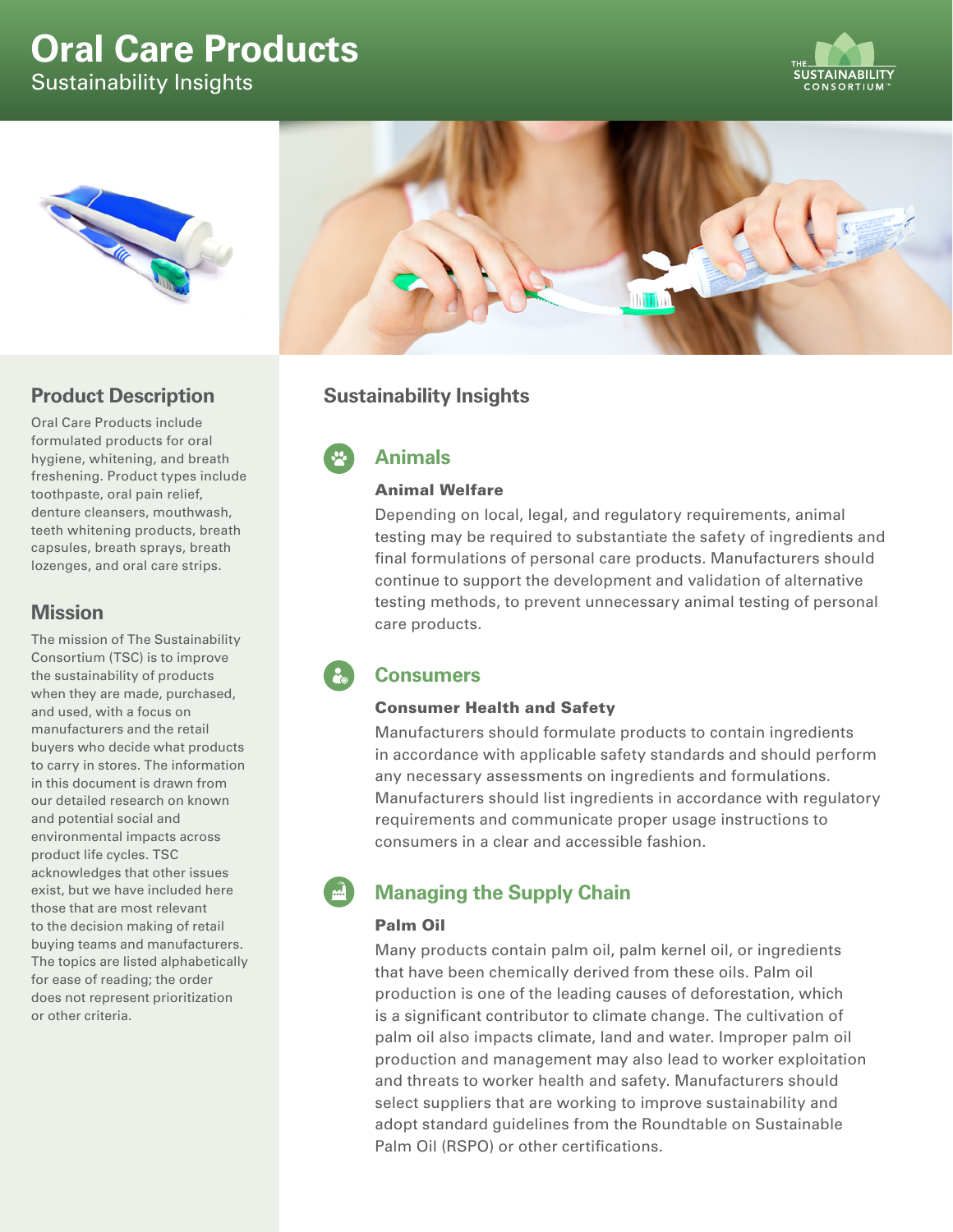# Oral Care Products

Sustainability Insights

## Product Description

Oral Care Products include formulated products for oral hygiene, whitening, and breath freshening. Product types include toothpaste, oral pain relief, denture cleansers, mouthwash, teeth whitening products, breath capsules, breath sprays, breath lozenges, and oral care strips.

## Mission

The mission of The Sustainability Consortium (TSC) is to improve the sustainability of products when they are made, purchased, and used, with a focus on manufacturers and the retail buyers who decide what products to carry in stores. The information in this document is drawn from our detailed research on known and potential social and environmental impacts across product life cycles. TSC acknowledges that other issues exist, but we have included here those that are most relevant to the decision making of retail buying teams and manufacturers. The topics are listed alphabetically for ease of reading; the order does not represent prioritization or other criteria.

## Sustainability Insights

### Animals

#### Animal Welfare

Depending on local, legal, and regulatory requirements, animal testing may be required to substantiate the safety of ingredients and final formulations of personal care products. Manufacturers should continue to support the development and validation of alternative testing methods, to prevent unnecessary animal testing of personal care products.

### Consumers

#### Consumer Health and Safety

Manufacturers should formulate products to contain ingredients in accordance with applicable safety standards and should perform any necessary assessments on ingredients and formulations. Manufacturers should list ingredients in accordance with regulatory requirements and communicate proper usage instructions to consumers in a clear and accessible fashion.

### Managing the Supply Chain

#### Palm Oil

Many products contain palm oil, palm kernel oil, or ingredients that have been chemically derived from these oils. Palm oil production is one of the leading causes of deforestation, which is a significant contributor to climate change. The cultivation of palm oil also impacts climate, land and water. Improper palm oil production and management may also lead to worker exploitation and threats to worker health and safety. Manufacturers should select suppliers that are working to improve sustainability and adopt standard guidelines from the Roundtable on Sustainable Palm Oil (RSPO) or other certifications.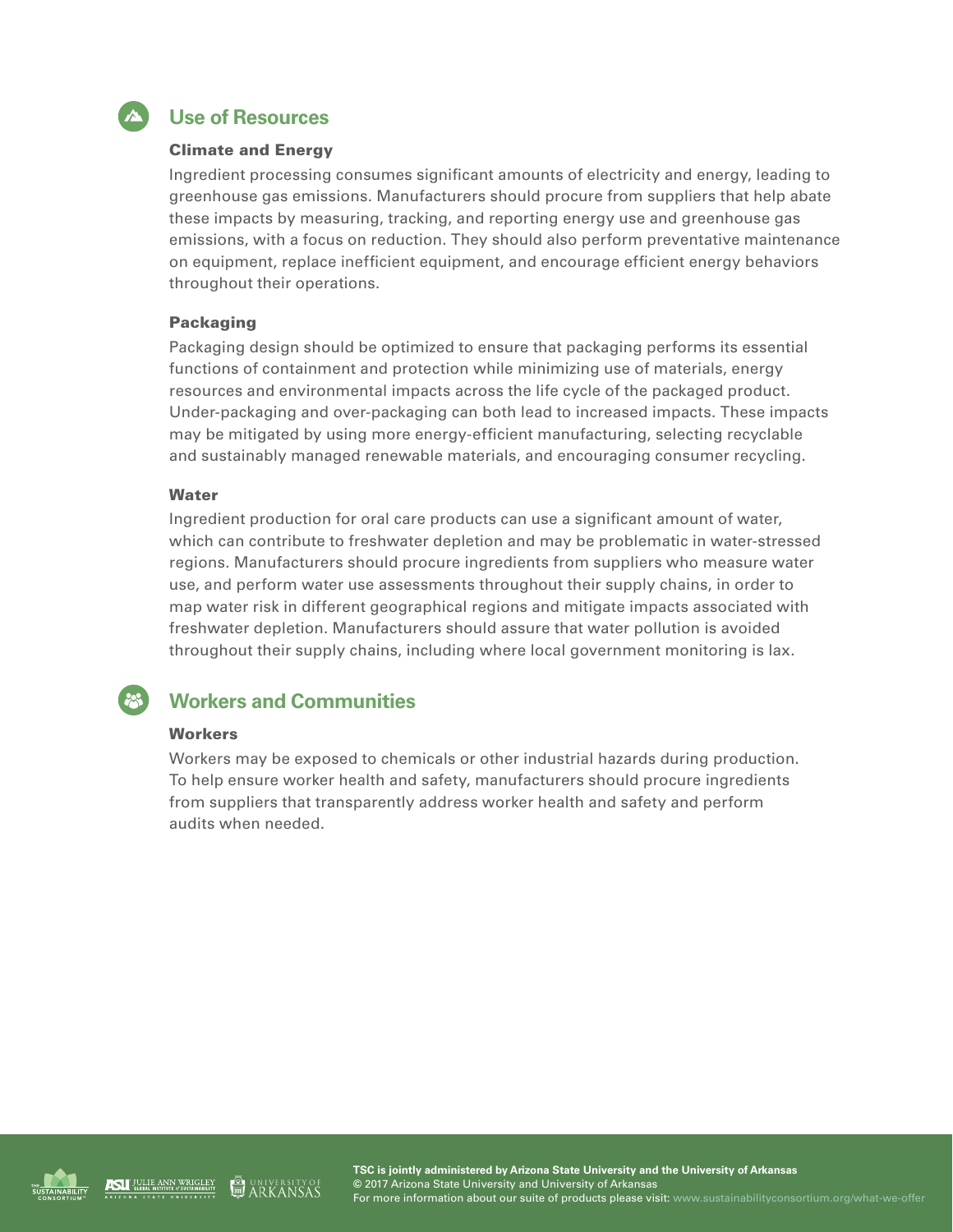## Use of Resources

### Climate and Energy

Ingredient processing consumes significant amounts of electricity and energy, leading to greenhouse gas emissions. Manufacturers should procure from suppliers that help abate these impacts by measuring, tracking, and reporting energy use and greenhouse gas emissions, with a focus on reduction. They should also perform preventative maintenance on equipment, replace inefficient equipment, and encourage efficient energy behaviors throughout their operations.

### Packaging

Packaging design should be optimized to ensure that packaging performs its essential functions of containment and protection while minimizing use of materials, energy resources and environmental impacts across the life cycle of the packaged product. Under-packaging and over-packaging can both lead to increased impacts. These impacts may be mitigated by using more energy-efficient manufacturing, selecting recyclable and sustainably managed renewable materials, and encouraging consumer recycling.

### Water

Ingredient production for oral care products can use a significant amount of water, which can contribute to freshwater depletion and may be problematic in water-stressed regions. Manufacturers should procure ingredients from suppliers who measure water use, and perform water use assessments throughout their supply chains, in order to map water risk in different geographical regions and mitigate impacts associated with freshwater depletion. Manufacturers should assure that water pollution is avoided throughout their supply chains, including where local government monitoring is lax.

## Workers and Communities

### Workers

Workers may be exposed to chemicals or other industrial hazards during production. To help ensure worker health and safety, manufacturers should procure ingredients from suppliers that transparently address worker health and safety and perform audits when needed.

**TSC is jointly administered by Arizona State University and the University of Arkansas**
© 2017 Arizona State University and University of Arkansas
For more information about our suite of products please visit: www.sustainabilityconsortium.org/what-we-offer